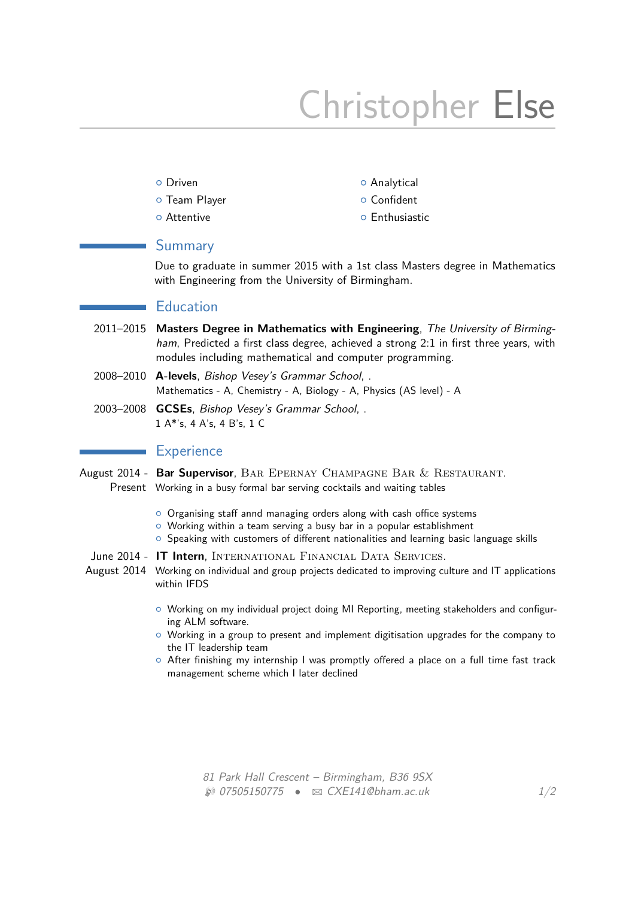# Christopher Else

- Driven
- Team Player
- Attentive
- Analytical
- Confident
- Enthusiastic

## Summary

Due to graduate in summer 2015 with a 1st class Masters degree in Mathematics with Engineering from the University of Birmingham.

## Education

2011–2015 **Masters Degree in Mathematics with Engineering**, *The University of Birmingham*, Predicted a first class degree, achieved a strong 2:1 in first three years, with modules including mathematical and computer programming.

2008–2010 **A-levels**, *Bishop Vesey's Grammar School*, .
Mathematics - A, Chemistry - A, Biology - A, Physics (AS level) - A

2003–2008 **GCSEs**, *Bishop Vesey's Grammar School*, .
1 A*'s, 4 A's, 4 B's, 1 C

## Experience

August 2014 - Present **Bar Supervisor**, Bar Epernay Champagne Bar & Restaurant.
Working in a busy formal bar serving cocktails and waiting tables

- Organising staff annd managing orders along with cash office systems
- Working within a team serving a busy bar in a popular establishment
- Speaking with customers of different nationalities and learning basic language skills

June 2014 - August 2014 **IT Intern**, International Financial Data Services.
Working on individual and group projects dedicated to improving culture and IT applications within IFDS

- Working on my individual project doing MI Reporting, meeting stakeholders and configuring ALM software.
- Working in a group to present and implement digitisation upgrades for the company to the IT leadership team
- After finishing my internship I was promptly offered a place on a full time fast track management scheme which I later declined

*81 Park Hall Crescent – Birmingham, B36 9SX*
*07505150775* • *CXE141@bham.ac.uk*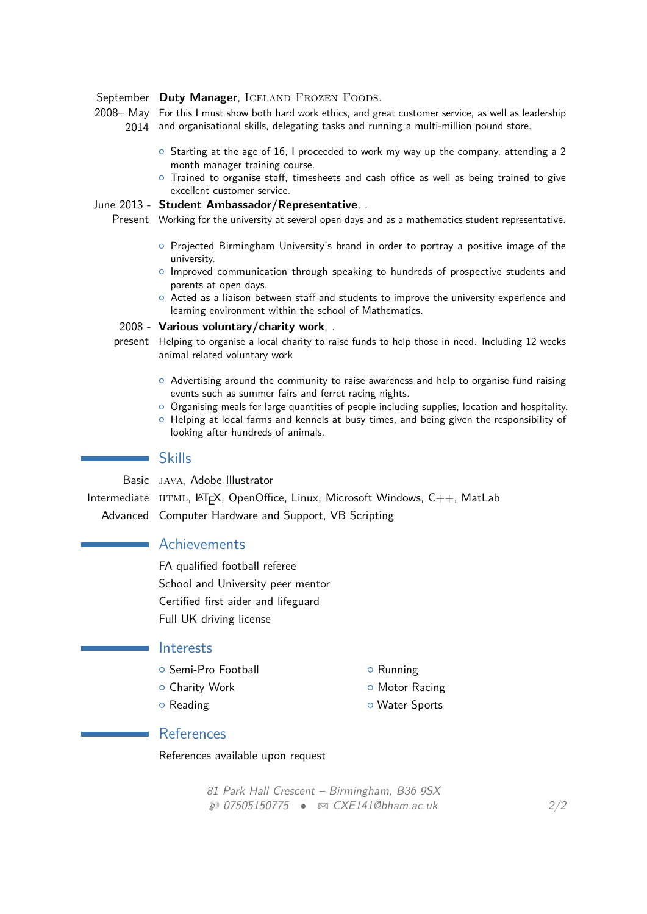September 2008– May 2014 **Duty Manager**, Iceland Frozen Foods.
For this I must show both hard work ethics, and great customer service, as well as leadership and organisational skills, delegating tasks and running a multi-million pound store.

- Starting at the age of 16, I proceeded to work my way up the company, attending a 2 month manager training course.
- Trained to organise staff, timesheets and cash office as well as being trained to give excellent customer service.

June 2013 - Present **Student Ambassador/Representative**, .
Working for the university at several open days and as a mathematics student representative.

- Projected Birmingham University's brand in order to portray a positive image of the university.
- Improved communication through speaking to hundreds of prospective students and parents at open days.
- Acted as a liaison between staff and students to improve the university experience and learning environment within the school of Mathematics.

2008 - present **Various voluntary/charity work**, .
Helping to organise a local charity to raise funds to help those in need. Including 12 weeks animal related voluntary work

- Advertising around the community to raise awareness and help to organise fund raising events such as summer fairs and ferret racing nights.
- Organising meals for large quantities of people including supplies, location and hospitality.
- Helping at local farms and kennels at busy times, and being given the responsibility of looking after hundreds of animals.

## Skills

Basic JAVA, Adobe Illustrator
Intermediate HTML, LaTeX, OpenOffice, Linux, Microsoft Windows, C++, MatLab
Advanced Computer Hardware and Support, VB Scripting

## Achievements

FA qualified football referee
School and University peer mentor
Certified first aider and lifeguard
Full UK driving license

## Interests

- Semi-Pro Football
- Charity Work
- Reading
- Running
- Motor Racing
- Water Sports

## References

References available upon request

*81 Park Hall Crescent – Birmingham, B36 9SX*
*07505150775 • CXE141@bham.ac.uk*